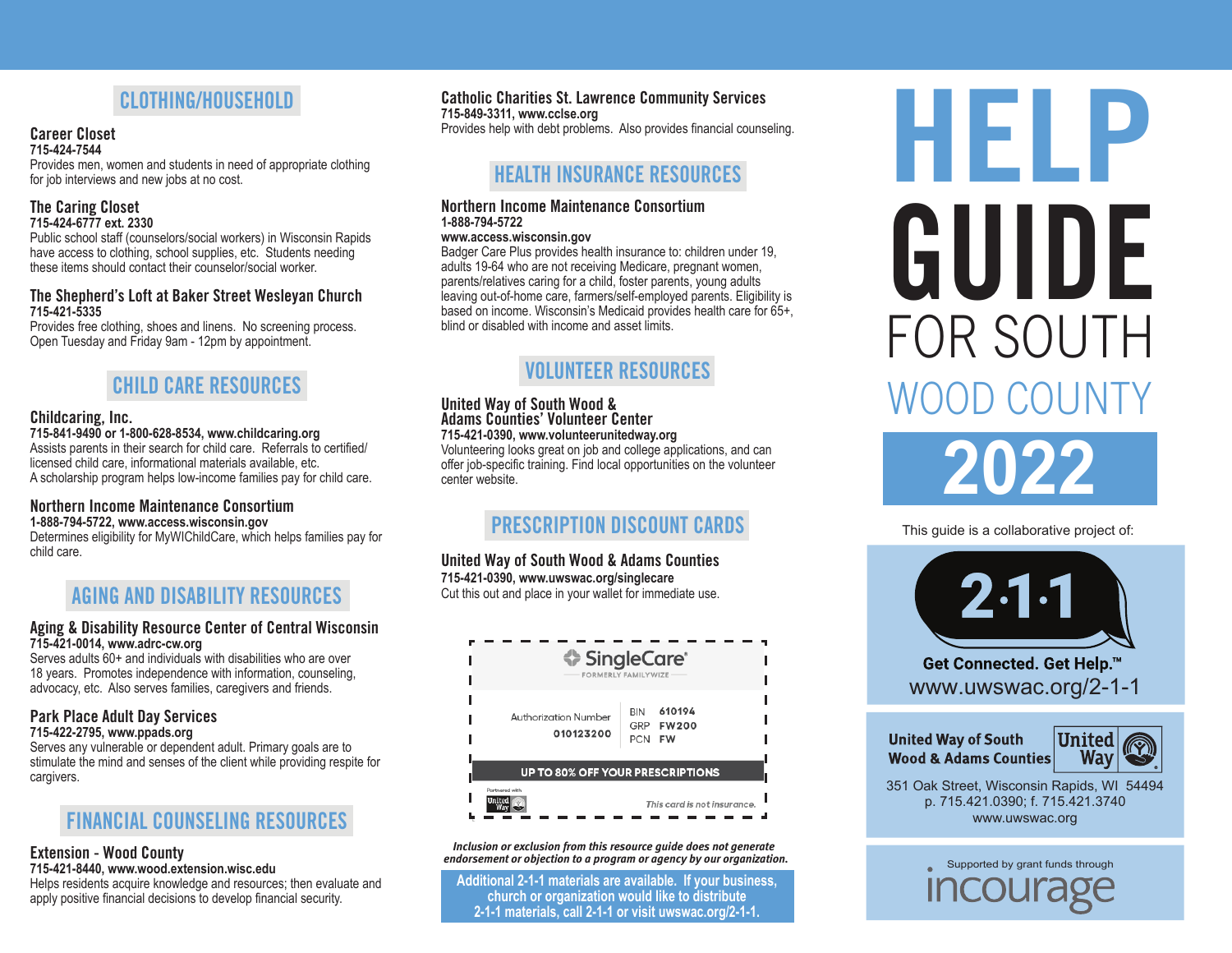# HELP GUIDE FOR SOUTH WOOD COUNTY 2022

This guide is a collaborative project of:

**2·1·1**

**Get Connected. Get Help.™**

www.uwswac.org/2-1-1

**United Way of South Wood & Adams Counties**

United Way

351 Oak Street, Wisconsin Rapids, WI 54494
p. 715.421.0390; f. 715.421.3740
www.uwswac.org

Supported by grant funds through incourage

## CLOTHING/HOUSEHOLD

### Career Closet
**715-424-7544**
Provides men, women and students in need of appropriate clothing for job interviews and new jobs at no cost.

### The Caring Closet
**715-424-6777 ext. 2330**
Public school staff (counselors/social workers) in Wisconsin Rapids have access to clothing, school supplies, etc. Students needing these items should contact their counselor/social worker.

### The Shepherd's Loft at Baker Street Wesleyan Church
**715-421-5335**
Provides free clothing, shoes and linens. No screening process. Open Tuesday and Friday 9am - 12pm by appointment.

## CHILD CARE RESOURCES

### Childcaring, Inc.
**715-841-9490 or 1-800-628-8534, www.childcaring.org**
Assists parents in their search for child care. Referrals to certified/licensed child care, informational materials available, etc. A scholarship program helps low-income families pay for child care.

### Northern Income Maintenance Consortium
**1-888-794-5722, www.access.wisconsin.gov**
Determines eligibility for MyWIChildCare, which helps families pay for child care.

## AGING AND DISABILITY RESOURCES

### Aging & Disability Resource Center of Central Wisconsin
**715-421-0014, www.adrc-cw.org**
Serves adults 60+ and individuals with disabilities who are over 18 years. Promotes independence with information, counseling, advocacy, etc. Also serves families, caregivers and friends.

### Park Place Adult Day Services
**715-422-2795, www.ppads.org**
Serves any vulnerable or dependent adult. Primary goals are to stimulate the mind and senses of the client while providing respite for cargivers.

## FINANCIAL COUNSELING RESOURCES

### Extension - Wood County
**715-421-8440, www.wood.extension.wisc.edu**
Helps residents acquire knowledge and resources; then evaluate and apply positive financial decisions to develop financial security.

### Catholic Charities St. Lawrence Community Services
**715-849-3311, www.cclse.org**
Provides help with debt problems. Also provides financial counseling.

## HEALTH INSURANCE RESOURCES

### Northern Income Maintenance Consortium
**1-888-794-5722**
**www.access.wisconsin.gov**
Badger Care Plus provides health insurance to: children under 19, adults 19-64 who are not receiving Medicare, pregnant women, parents/relatives caring for a child, foster parents, young adults leaving out-of-home care, farmers/self-employed parents. Eligibility is based on income. Wisconsin's Medicaid provides health care for 65+, blind or disabled with income and asset limits.

## VOLUNTEER RESOURCES

### United Way of South Wood & Adams Counties' Volunteer Center
**715-421-0390, www.volunteerunitedway.org**
Volunteering looks great on job and college applications, and can offer job-specific training. Find local opportunities on the volunteer center website.

## PRESCRIPTION DISCOUNT CARDS

### United Way of South Wood & Adams Counties
**715-421-0390, www.uwswac.org/singlecare**
Cut this out and place in your wallet for immediate use.

**SingleCare®**
FORMERLY FAMILYWIZE

Authorization Number **010123200**

| | |
|---|---|
| BIN | 610194 |
| GRP | FW200 |
| PCN | FW |

**UP TO 80% OFF YOUR PRESCRIPTIONS**

Partnered with United Way

*This card is not insurance.*

***Inclusion or exclusion from this resource guide does not generate endorsement or objection to a program or agency by our organization.***

**Additional 2-1-1 materials are available. If your business, church or organization would like to distribute 2-1-1 materials, call 2-1-1 or visit uwswac.org/2-1-1.**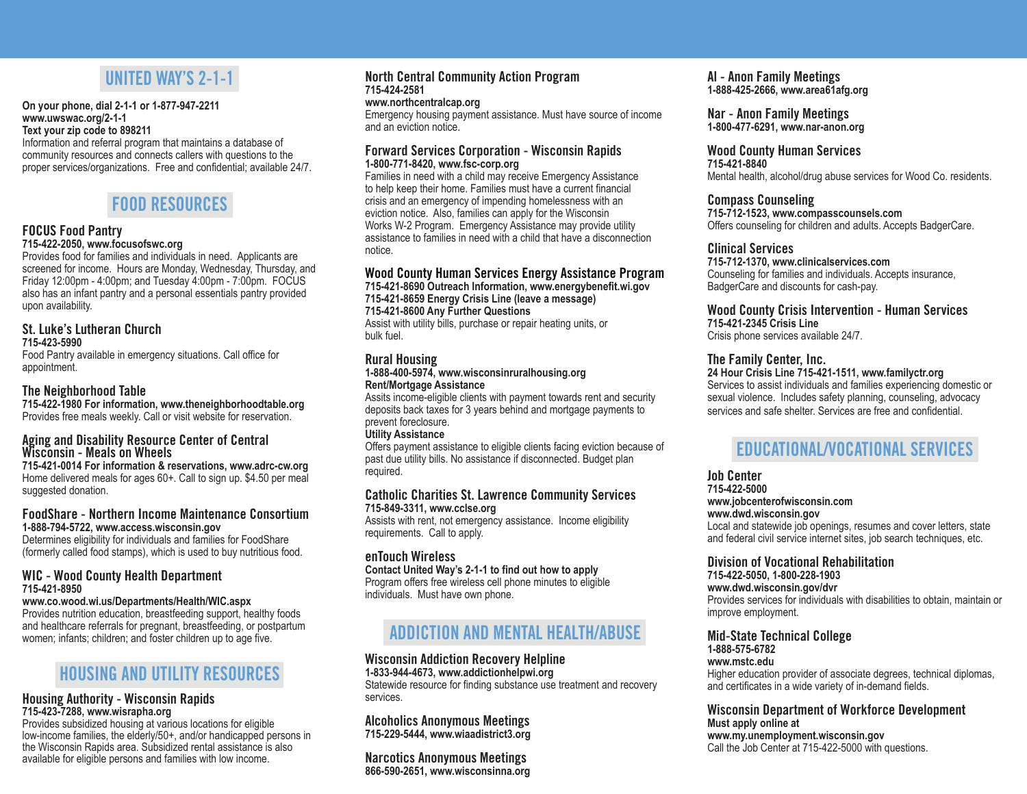## UNITED WAY'S 2-1-1

**On your phone, dial 2-1-1 or 1-877-947-2211**
**www.uwswac.org/2-1-1**
**Text your zip code to 898211**
Information and referral program that maintains a database of community resources and connects callers with questions to the proper services/organizations. Free and confidential; available 24/7.

## FOOD RESOURCES

### FOCUS Food Pantry
**715-422-2050, www.focusofswc.org**
Provides food for families and individuals in need. Applicants are screened for income. Hours are Monday, Wednesday, Thursday, and Friday 12:00pm - 4:00pm; and Tuesday 4:00pm - 7:00pm. FOCUS also has an infant pantry and a personal essentials pantry provided upon availability.

### St. Luke's Lutheran Church
**715-423-5990**
Food Pantry available in emergency situations. Call office for appointment.

### The Neighborhood Table
**715-422-1980 For information, www.theneighborhoodtable.org**
Provides free meals weekly. Call or visit website for reservation.

### Aging and Disability Resource Center of Central Wisconsin - Meals on Wheels
**715-421-0014 For information & reservations, www.adrc-cw.org**
Home delivered meals for ages 60+. Call to sign up. $4.50 per meal suggested donation.

### FoodShare - Northern Income Maintenance Consortium
**1-888-794-5722, www.access.wisconsin.gov**
Determines eligibility for individuals and families for FoodShare (formerly called food stamps), which is used to buy nutritious food.

### WIC - Wood County Health Department
**715-421-8950**
**www.co.wood.wi.us/Departments/Health/WIC.aspx**
Provides nutrition education, breastfeeding support, healthy foods and healthcare referrals for pregnant, breastfeeding, or postpartum women; infants; children; and foster children up to age five.

## HOUSING AND UTILITY RESOURCES

### Housing Authority - Wisconsin Rapids
**715-423-7288, www.wisrapha.org**
Provides subsidized housing at various locations for eligible low-income families, the elderly/50+, and/or handicapped persons in the Wisconsin Rapids area. Subsidized rental assistance is also available for eligible persons and families with low income.

### North Central Community Action Program
**715-424-2581**
**www.northcentralcap.org**
Emergency housing payment assistance. Must have source of income and an eviction notice.

### Forward Services Corporation - Wisconsin Rapids
**1-800-771-8420, www.fsc-corp.org**
Families in need with a child may receive Emergency Assistance to help keep their home. Families must have a current financial crisis and an emergency of impending homelessness with an eviction notice. Also, families can apply for the Wisconsin Works W-2 Program. Emergency Assistance may provide utility assistance to families in need with a child that have a disconnection notice.

### Wood County Human Services Energy Assistance Program
**715-421-8690 Outreach Information, www.energybenefit.wi.gov**
**715-421-8659 Energy Crisis Line (leave a message)**
**715-421-8600 Any Further Questions**
Assist with utility bills, purchase or repair heating units, or bulk fuel.

### Rural Housing
**1-888-400-5974, www.wisconsinruralhousing.org**
**Rent/Mortgage Assistance**
Assists income-eligible clients with payment towards rent and security deposits back taxes for 3 years behind and mortgage payments to prevent foreclosure.
**Utility Assistance**
Offers payment assistance to eligible clients facing eviction because of past due utility bills. No assistance if disconnected. Budget plan required.

### Catholic Charities St. Lawrence Community Services
**715-849-3311, www.cclse.org**
Assists with rent, not emergency assistance. Income eligibility requirements. Call to apply.

### enTouch Wireless
**Contact United Way's 2-1-1 to find out how to apply**
Program offers free wireless cell phone minutes to eligible individuals. Must have own phone.

## ADDICTION AND MENTAL HEALTH/ABUSE

### Wisconsin Addiction Recovery Helpline
**1-833-944-4673, www.addictionhelpwi.org**
Statewide resource for finding substance use treatment and recovery services.

### Alcoholics Anonymous Meetings
**715-229-5444, www.wiaadistrict3.org**

### Narcotics Anonymous Meetings
**866-590-2651, www.wisconsinna.org**

### Al - Anon Family Meetings
**1-888-425-2666, www.area61afg.org**

### Nar - Anon Family Meetings
**1-800-477-6291, www.nar-anon.org**

### Wood County Human Services
**715-421-8840**
Mental health, alcohol/drug abuse services for Wood Co. residents.

### Compass Counseling
**715-712-1523, www.compasscounsels.com**
Offers counseling for children and adults. Accepts BadgerCare.

### Clinical Services
**715-712-1370, www.clinicalservices.com**
Counseling for families and individuals. Accepts insurance, BadgerCare and discounts for cash-pay.

### Wood County Crisis Intervention - Human Services
**715-421-2345 Crisis Line**
Crisis phone services available 24/7.

### The Family Center, Inc.
**24 Hour Crisis Line 715-421-1511, www.familyctr.org**
Services to assist individuals and families experiencing domestic or sexual violence. Includes safety planning, counseling, advocacy services and safe shelter. Services are free and confidential.

## EDUCATIONAL/VOCATIONAL SERVICES

### Job Center
**715-422-5000**
**www.jobcenterofwisconsin.com**
**www.dwd.wisconsin.gov**
Local and statewide job openings, resumes and cover letters, state and federal civil service internet sites, job search techniques, etc.

### Division of Vocational Rehabilitation
**715-422-5050, 1-800-228-1903**
**www.dwd.wisconsin.gov/dvr**
Provides services for individuals with disabilities to obtain, maintain or improve employment.

### Mid-State Technical College
**1-888-575-6782**
**www.mstc.edu**
Higher education provider of associate degrees, technical diplomas, and certificates in a wide variety of in-demand fields.

### Wisconsin Department of Workforce Development
**Must apply online at**
**www.my.unemployment.wisconsin.gov**
Call the Job Center at 715-422-5000 with questions.